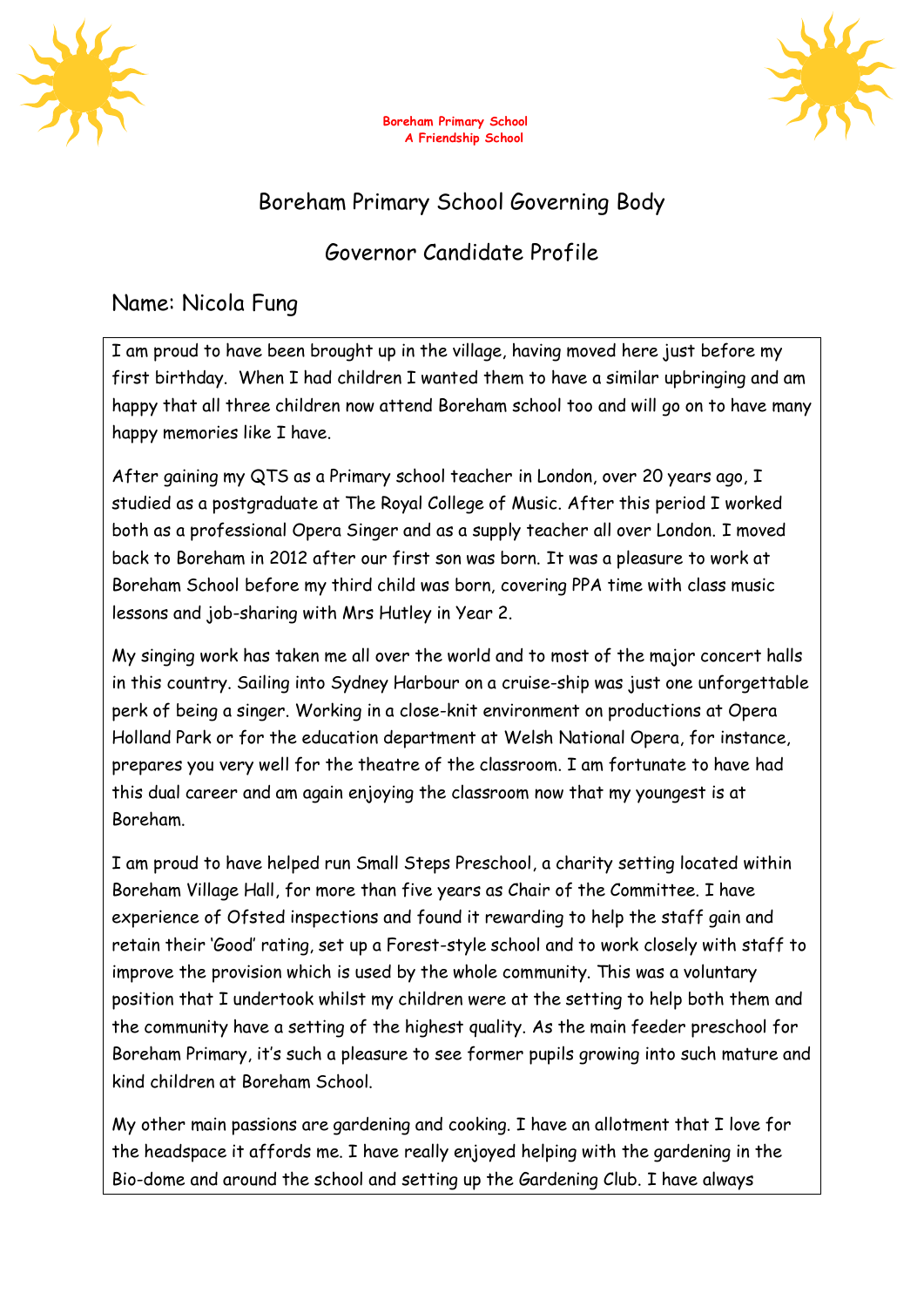**Boreham Primary School**
**A Friendship School**

# Boreham Primary School Governing Body

## Governor Candidate Profile

## Name: Nicola Fung

I am proud to have been brought up in the village, having moved here just before my first birthday. When I had children I wanted them to have a similar upbringing and am happy that all three children now attend Boreham school too and will go on to have many happy memories like I have.

After gaining my QTS as a Primary school teacher in London, over 20 years ago, I studied as a postgraduate at The Royal College of Music. After this period I worked both as a professional Opera Singer and as a supply teacher all over London. I moved back to Boreham in 2012 after our first son was born. It was a pleasure to work at Boreham School before my third child was born, covering PPA time with class music lessons and job-sharing with Mrs Hutley in Year 2.

My singing work has taken me all over the world and to most of the major concert halls in this country. Sailing into Sydney Harbour on a cruise-ship was just one unforgettable perk of being a singer. Working in a close-knit environment on productions at Opera Holland Park or for the education department at Welsh National Opera, for instance, prepares you very well for the theatre of the classroom. I am fortunate to have had this dual career and am again enjoying the classroom now that my youngest is at Boreham.

I am proud to have helped run Small Steps Preschool, a charity setting located within Boreham Village Hall, for more than five years as Chair of the Committee. I have experience of Ofsted inspections and found it rewarding to help the staff gain and retain their 'Good' rating, set up a Forest-style school and to work closely with staff to improve the provision which is used by the whole community. This was a voluntary position that I undertook whilst my children were at the setting to help both them and the community have a setting of the highest quality. As the main feeder preschool for Boreham Primary, it's such a pleasure to see former pupils growing into such mature and kind children at Boreham School.

My other main passions are gardening and cooking. I have an allotment that I love for the headspace it affords me. I have really enjoyed helping with the gardening in the Bio-dome and around the school and setting up the Gardening Club. I have always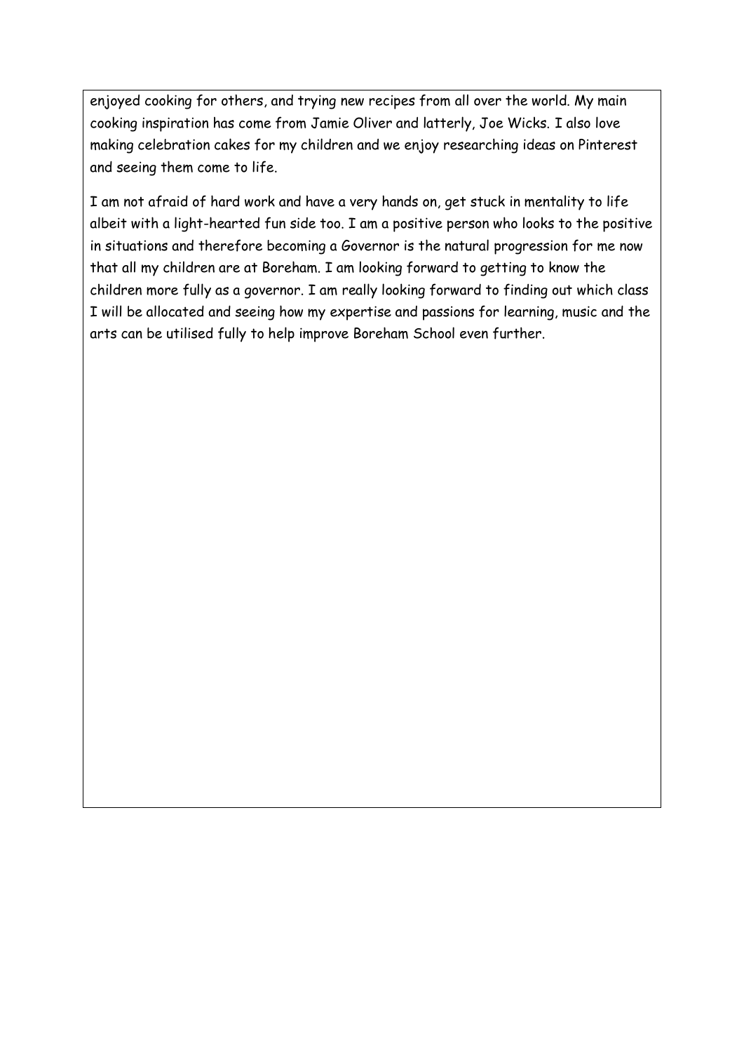enjoyed cooking for others, and trying new recipes from all over the world. My main cooking inspiration has come from Jamie Oliver and latterly, Joe Wicks. I also love making celebration cakes for my children and we enjoy researching ideas on Pinterest and seeing them come to life.

I am not afraid of hard work and have a very hands on, get stuck in mentality to life albeit with a light-hearted fun side too. I am a positive person who looks to the positive in situations and therefore becoming a Governor is the natural progression for me now that all my children are at Boreham. I am looking forward to getting to know the children more fully as a governor. I am really looking forward to finding out which class I will be allocated and seeing how my expertise and passions for learning, music and the arts can be utilised fully to help improve Boreham School even further.